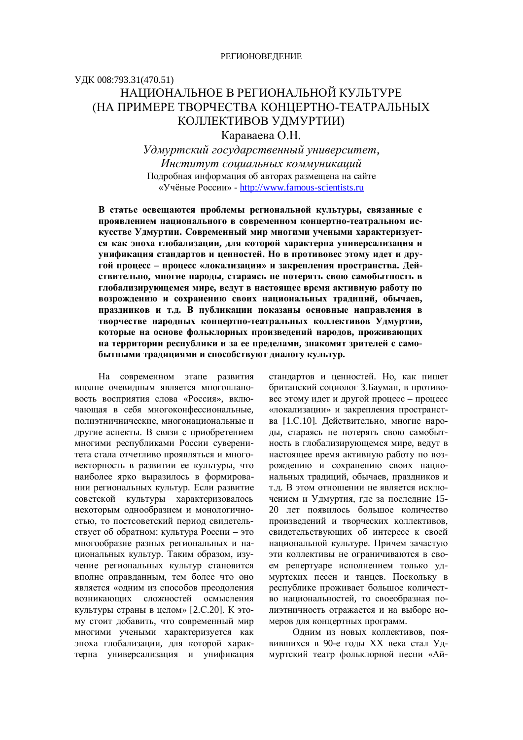РЕГИОНОВЕДЕНИЕ

УДК 008:793.31(470.51)

# НАЦИОНАЛЬНОЕ В РЕГИОНАЛЬНОЙ КУЛЬТУРЕ (НА ПРИМЕРЕ ТВОРЧЕСТВА КОНЦЕРТНО-ТЕАТРАЛЬНЫХ КОЛЛЕКТИВОВ УДМУРТИИ)

Караваева О.Н.

*Удмуртский государственный университет, Институт социальных коммуникаций*

Подробная информация об авторах размещена на сайте «Учёные России» - http://www.famous-scientists.ru

**В статье освещаются проблемы региональной культуры, связанные с проявлением национального в современном концертно-театральном искусстве Удмуртии. Современный мир многими учеными характеризуется как эпоха глобализации, для которой характерна универсализация и унификация стандартов и ценностей. Но в противовес этому идет и другой процесс – процесс «локализации» и закрепления пространства. Действительно, многие народы, стараясь не потерять свою самобытность в глобализирующемся мире, ведут в настоящее время активную работу по возрождению и сохранению своих национальных традиций, обычаев, праздников и т.д. В публикации показаны основные направления в творчестве народных концертно-театральных коллективов Удмуртии, которые на основе фольклорных произведений народов, проживающих на территории республики и за ее пределами, знакомят зрителей с самобытными традициями и способствуют диалогу культур.**

На современном этапе развития вполне очевидным является многоплановость восприятия слова «Россия», включающая в себя многоконфессиональные, полиэтничнические, многонациональные и другие аспекты. В связи с приобретением многими республиками России суверенитета стала отчетливо проявляться и многовекторность в развитии ее культуры, что наиболее ярко выразилось в формировании региональных культур. Если развитие советской культуры характеризовалось некоторым однообразием и монологичностью, то постсоветский период свидетельствует об обратном: культура России – это многообразие разных региональных и национальных культур. Таким образом, изучение региональных культур становится вполне оправданным, тем более что оно является «одним из способов преодоления возникающих сложностей осмысления культуры страны в целом» [2.С.20]. К этому стоит добавить, что современный мир многими учеными характеризуется как эпоха глобализации, для которой характерна универсализация и унификация стандартов и ценностей. Но, как пишет британский социолог З.Бауман, в противовес этому идет и другой процесс – процесс «локализации» и закрепления пространства [1.С.10]. Действительно, многие народы, стараясь не потерять свою самобытность в глобализирующемся мире, ведут в настоящее время активную работу по возрождению и сохранению своих национальных традиций, обычаев, праздников и т.д. В этом отношении не является исключением и Удмуртия, где за последние 15-20 лет появилось большое количество произведений и творческих коллективов, свидетельствующих об интересе к своей национальной культуре. Причем зачастую эти коллективы не ограничиваются в своем репертуаре исполнением только удмуртских песен и танцев. Поскольку в республике проживает большое количество национальностей, то своеобразная полиэтничность отражается и на выборе номеров для концертных программ.

Одним из новых коллективов, появившихся в 90-е годы XX века стал Удмуртский театр фольклорной песни «Ай-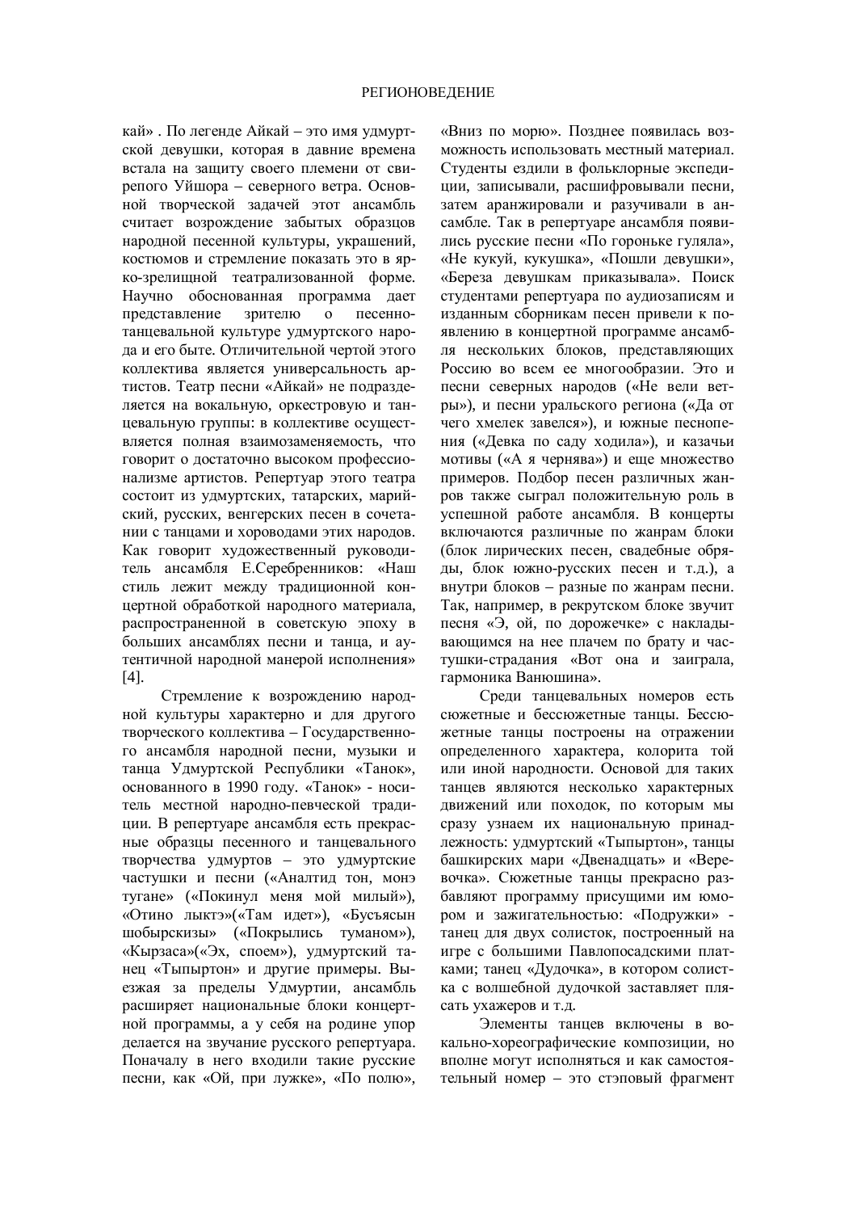кай» . По легенде Айкай – это имя удмуртской девушки, которая в давние времена встала на защиту своего племени от свирепого Уйшора – северного ветра. Основной творческой задачей этот ансамбль считает возрождение забытых образцов народной песенной культуры, украшений, костюмов и стремление показать это в ярко-зрелищной театрализованной форме. Научно обоснованная программа дает представление зрителю о песенно-танцевальной культуре удмуртского народа и его быте. Отличительной чертой этого коллектива является универсальность артистов. Театр песни «Айкай» не подразделяется на вокальную, оркестровую и танцевальную группы: в коллективе осуществляется полная взаимозаменяемость, что говорит о достаточно высоком профессионализме артистов. Репертуар этого театра состоит из удмуртских, татарских, марийский, русских, венгерских песен в сочетании с танцами и хороводами этих народов. Как говорит художественный руководитель ансамбля Е.Серебренников: «Наш стиль лежит между традиционной концертной обработкой народного материала, распространенной в советскую эпоху в больших ансамблях песни и танца, и аутентичной народной манерой исполнения» [4].

Стремление к возрождению народной культуры характерно и для другого творческого коллектива – Государственного ансамбля народной песни, музыки и танца Удмуртской Республики «Танок», основанного в 1990 году. «Танок» - носитель местной народно-певческой традиции. В репертуаре ансамбля есть прекрасные образцы песенного и танцевального творчества удмуртов – это удмуртские частушки и песни («Аналтид тон, монэ тугане» («Покинул меня мой милый»), «Отино лыктэ»(«Там идет»), «Бусъясын шобырскизы» («Покрылись туманом»), «Кырзаса»(«Эх, споем»), удмуртский танец «Тыпыртон» и другие примеры. Выезжая за пределы Удмуртии, ансамбль расширяет национальные блоки концертной программы, а у себя на родине упор делается на звучание русского репертуара. Поначалу в него входили такие русские песни, как «Ой, при лужке», «По полю», «Вниз по морю». Позднее появилась возможность использовать местный материал. Студенты ездили в фольклорные экспедиции, записывали, расшифровывали песни, затем аранжировали и разучивали в ансамбле. Так в репертуаре ансамбля появились русские песни «По горонькe гуляла», «Не кукуй, кукушка», «Пошли девушки», «Береза девушкам приказывала». Поиск студентами репертуара по аудиозаписям и изданным сборникам песен привели к появлению в концертной программе ансамбля нескольких блоков, представляющих Россию во всем ее многообразии. Это и песни северных народов («Не вели ветры»), и песни уральского региона («Да от чего хмелек завелся»), и южные песнопения («Девка по саду ходила»), и казачьи мотивы («А я чернява») и еще множество примеров. Подбор песен различных жанров также сыграл положительную роль в успешной работе ансамбля. В концерты включаются различные по жанрам блоки (блок лирических песен, свадебные обряды, блок южно-русских песен и т.д.), а внутри блоков – разные по жанрам песни. Так, например, в рекрутском блоке звучит песня «Э, ой, по дорожечке» с накладывающимся на нее плачем по брату и частушки-страдания «Вот она и заиграла, гармоника Ванюшина».

Среди танцевальных номеров есть сюжетные и бессюжетные танцы. Бессюжетные танцы построены на отражении определенного характера, колорита той или иной народности. Основой для таких танцев являются несколько характерных движений или походок, по которым мы сразу узнаем их национальную принадлежность: удмуртский «Тыпыртон», танцы башкирских мари «Двенадцать» и «Веревочка». Сюжетные танцы прекрасно разбавляют программу присущими им юмором и зажигательностью: «Подружки» - танец для двух солисток, построенный на игре с большими Павлопосадскими платками; танец «Дудочка», в котором солистка с волшебной дудочкой заставляет плясать ухажеров и т.д.

Элементы танцев включены в вокально-хореографические композиции, но вполне могут исполняться и как самостоятельный номер – это стэповый фрагмент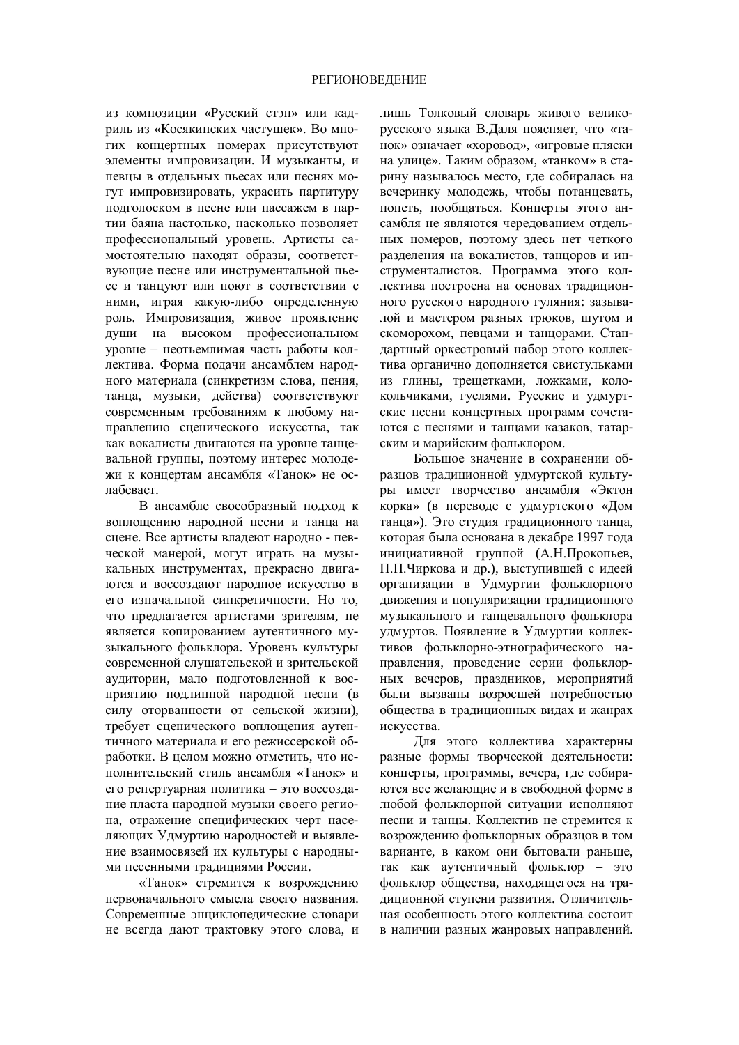из композиции «Русский стэп» или кадриль из «Косякинских частушек». Во многих концертных номерах присутствуют элементы импровизации. И музыканты, и певцы в отдельных пьесах или песнях могут импровизировать, украсить партитуру подголоском в песне или пассажем в партии баяна настолько, насколько позволяет профессиональный уровень. Артисты самостоятельно находят образы, соответствующие песне или инструментальной пьесе и танцуют или поют в соответствии с ними, играя какую-либо определенную роль. Импровизация, живое проявление души на высоком профессиональном уровне – неотъемлимая часть работы коллектива. Форма подачи ансамблем народного материала (синкретизм слова, пения, танца, музыки, действа) соответствуют современным требованиям к любому направлению сценического искусства, так как вокалисты двигаются на уровне танцевальной группы, поэтому интерес молодежи к концертам ансамбля «Танок» не ослабевает.

В ансамбле своеобразный подход к воплощению народной песни и танца на сцене. Все артисты владеют народно - певческой манерой, могут играть на музыкальных инструментах, прекрасно двигаются и воссоздают народное искусство в его изначальной синкретичности. Но то, что предлагается артистами зрителям, не является копированием аутентичного музыкального фольклора. Уровень культуры современной слушательской и зрительской аудитории, мало подготовленной к восприятию подлинной народной песни (в силу оторванности от сельской жизни), требует сценического воплощения аутентичного материала и его режиссерской обработки. В целом можно отметить, что исполнительский стиль ансамбля «Танок» и его репертуарная политика – это воссоздание пласта народной музыки своего региона, отражение специфических черт населяющих Удмуртию народностей и выявление взаимосвязей их культуры с народными песенными традициями России.

«Танок» стремится к возрождению первоначального смысла своего названия. Современные энциклопедические словари не всегда дают трактовку этого слова, и лишь Толковый словарь живого великорусского языка В.Даля поясняет, что «танок» означает «хоровод», «игровые пляски на улице». Таким образом, «танком» в старину называлось место, где собиралась на вечеринку молодежь, чтобы потанцевать, попеть, пообщаться. Концерты этого ансамбля не являются чередованием отдельных номеров, поэтому здесь нет четкого разделения на вокалистов, танцоров и инструменталистов. Программа этого коллектива построена на основах традиционного русского народного гуляния: зазывалой и мастером разных трюков, шутом и скоморохом, певцами и танцорами. Стандартный оркестровый набор этого коллектива органично дополняется свистульками из глины, трещетками, ложками, колокольчиками, гуслями. Русские и удмуртские песни концертных программ сочетаются с песнями и танцами казаков, татарским и марийским фольклором.

Большое значение в сохранении образцов традиционной удмуртской культуры имеет творчество ансамбля «Эктон корка» (в переводе с удмуртского «Дом танца»). Это студия традиционного танца, которая была основана в декабре 1997 года инициативной группой (А.Н.Прокопьев, Н.Н.Чиркова и др.), выступившей с идеей организации в Удмуртии фольклорного движения и популяризации традиционного музыкального и танцевального фольклора удмуртов. Появление в Удмуртии коллективов фольклорно-этнографического направления, проведение серии фольклорных вечеров, праздников, мероприятий были вызваны возросшей потребностью общества в традиционных видах и жанрах искусства.

Для этого коллектива характерны разные формы творческой деятельности: концерты, программы, вечера, где собираются все желающие и в свободной форме в любой фольклорной ситуации исполняют песни и танцы. Коллектив не стремится к возрождению фольклорных образцов в том варианте, в каком они бытовали раньше, так как аутентичный фольклор – это фольклор общества, находящегося на традиционной ступени развития. Отличительная особенность этого коллектива состоит в наличии разных жанровых направлений.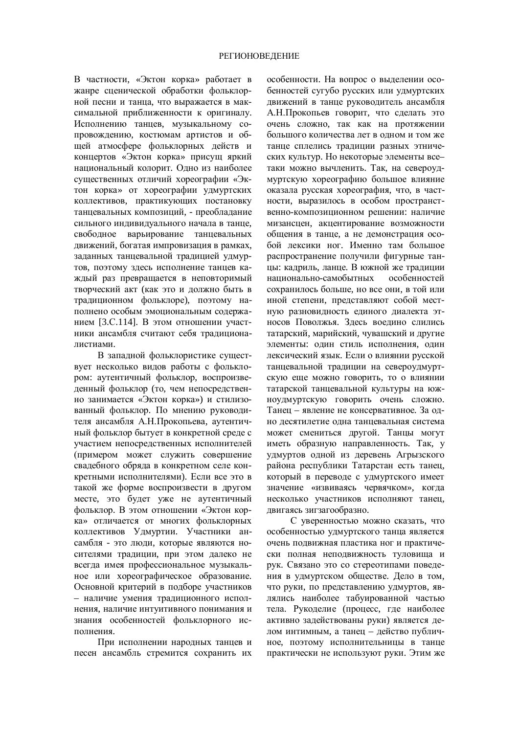В частности, «Эктон корка» работает в жанре сценической обработки фольклорной песни и танца, что выражается в максимальной приближенности к оригиналу. Исполнению танцев, музыкальному сопровождению, костюмам артистов и общей атмосфере фольклорных действ и концертов «Эктон корка» присущ яркий национальный колорит. Одно из наиболее существенных отличий хореографии «Эктон корка» от хореографии удмуртских коллективов, практикующих постановку танцевальных композиций, - преобладание сильного индивидуального начала в танце, свободное варьирование танцевальных движений, богатая импровизация в рамках, заданных танцевальной традицией удмуртов, поэтому здесь исполнение танцев каждый раз превращается в неповторимый творческий акт (как это и должно быть в традиционном фольклоре), поэтому наполнено особым эмоциональным содержанием [3.С.114]. В этом отношении участники ансамбля считают себя традиционалистиами.

В западной фольклористике существует несколько видов работы с фольклором: аутентичный фольклор, воспроизведенный фольклор (то, чем непосредственно занимается «Эктон корка») и стилизованный фольклор. По мнению руководителя ансамбля А.Н.Прокопьева, аутентичный фольклор бытует в конкретной среде с участием непосредственных исполнителей (примером может служить совершение свадебного обряда в конкретном селе конкретными исполнителями). Если все это в такой же форме воспроизвести в другом месте, это будет уже не аутентичный фольклор. В этом отношении «Эктон корка» отличается от многих фольклорных коллективов Удмуртии. Участники ансамбля - это люди, которые являются носителями традиции, при этом далеко не всегда имея профессиональное музыкальное или хореографическое образование. Основной критерий в подборе участников – наличие умения традиционного исполнения, наличие интуитивного понимания и знания особенностей фольклорного исполнения.

При исполнении народных танцев и песен ансамбль стремится сохранить их особенности. На вопрос о выделении особенностей сугубо русских или удмуртских движений в танце руководитель ансамбля А.Н.Прокопьев говорит, что сделать это очень сложно, так как на протяжении большого количества лет в одном и том же танце сплелись традиции разных этнических культур. Но некоторые элементы все–таки можно вычленить. Так, на североудмуртскую хореографию большое влияние оказала русская хореография, что, в частности, выразилось в особом пространственно-композиционном решении: наличие мизансцен, акцентирование возможности общения в танце, а не демонстрация особой лексики ног. Именно там большое распространение получили фигурные танцы: кадриль, ланце. В южной же традиции национально-самобытных особенностей сохранилось больше, но все они, в той или иной степени, представляют собой местную разновидность единого диалекта этносов Поволжья. Здесь воедино слились татарский, марийский, чувашский и другие элементы: один стиль исполнения, один лексический язык. Если о влиянии русской танцевальной традиции на североудмуртскую еще можно говорить, то о влиянии татарской танцевальной культуры на южноудмуртскую говорить очень сложно. Танец – явление не консервативное. За одно десятилетие одна танцевальная система может смениться другой. Танцы могут иметь образную направленность. Так, у удмуртов одной из деревень Агрызского района республики Татарстан есть танец, который в переводе с удмуртского имеет значение «извиваясь червячком», когда несколько участников исполняют танец, двигаясь зигзагообразно.

С уверенностью можно сказать, что особенностью удмуртского танца является очень подвижная пластика ног и практически полная неподвижность туловища и рук. Связано это со стереотипами поведения в удмуртском обществе. Дело в том, что руки, по представлению удмуртов, являлись наиболее табуированной частью тела. Рукоделие (процесс, где наиболее активно задействованы руки) является делом интимным, а танец – действо публичное, поэтому исполнительницы в танце практически не используют руки. Этим же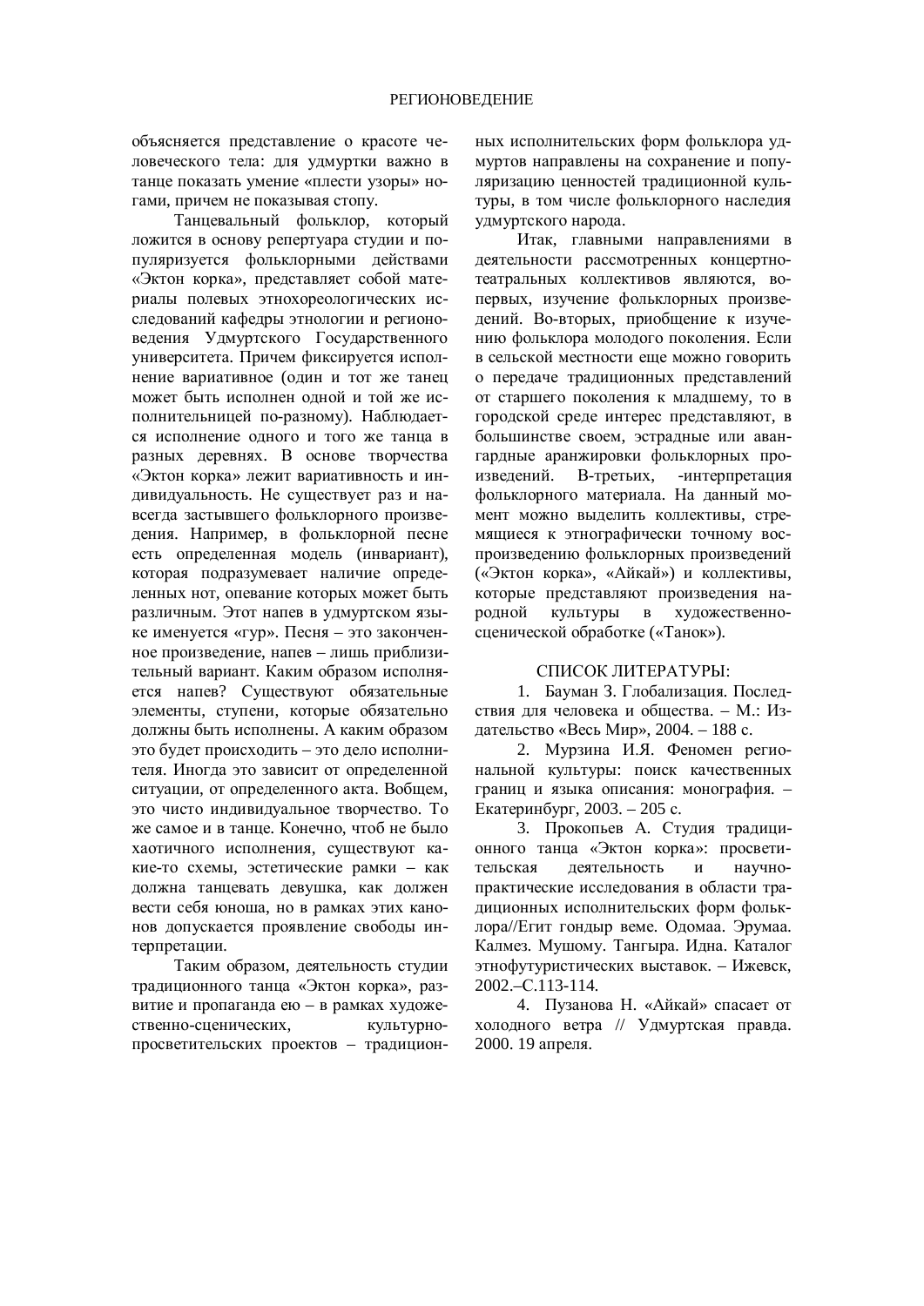объясняется представление о красоте человеческого тела: для удмуртки важно в танце показать умение «плести узоры» ногами, причем не показывая стопу.

Танцевальный фольклор, который ложится в основу репертуара студии и популяризуется фольклорными действами «Эктон корка», представляет собой материалы полевых этнохореологических исследований кафедры этнологии и регионоведения Удмуртского Государственного университета. Причем фиксируется исполнение вариативное (один и тот же танец может быть исполнен одной и той же исполнительницей по-разному). Наблюдается исполнение одного и того же танца в разных деревнях. В основе творчества «Эктон корка» лежит вариативность и индивидуальность. Не существует раз и навсегда застывшего фольклорного произведения. Например, в фольклорной песне есть определенная модель (инвариант), которая подразумевает наличие определенных нот, опевание которых может быть различным. Этот напев в удмуртском языке именуется «гур». Песня – это законченное произведение, напев – лишь приблизительный вариант. Каким образом исполняется напев? Существуют обязательные элементы, ступени, которые обязательно должны быть исполнены. А каким образом это будет происходить – это дело исполнителя. Иногда это зависит от определенной ситуации, от определенного акта. Вобщем, это чисто индивидуальное творчество. То же самое и в танце. Конечно, чтоб не было хаотичного исполнения, существуют какие-то схемы, эстетические рамки – как должна танцевать девушка, как должен вести себя юноша, но в рамках этих канонов допускается проявление свободы интерпретации.

Таким образом, деятельность студии традиционного танца «Эктон корка», развитие и пропаганда ею – в рамках художественно-сценических, культурно-просветительских проектов – традиционных исполнительских форм фольклора удмуртов направлены на сохранение и популяризацию ценностей традиционной культуры, в том числе фольклорного наследия удмуртского народа.

Итак, главными направлениями в деятельности рассмотренных концертно-театральных коллективов являются, во-первых, изучение фольклорных произведений. Во-вторых, приобщение к изучению фольклора молодого поколения. Если в сельской местности еще можно говорить о передаче традиционных представлений от старшего поколения к младшему, то в городской среде интерес представляют, в большинстве своем, эстрадные или авангардные аранжировки фольклорных произведений. В-третьих, -интерпретация фольклорного материала. На данный момент можно выделить коллективы, стремящиеся к этнографически точному воспроизведению фольклорных произведений («Эктон корка», «Айкай») и коллективы, которые представляют произведения народной культуры в художественно-сценической обработке («Танок»).

## СПИСОК ЛИТЕРАТУРЫ:

1. Бауман З. Глобализация. Последствия для человека и общества. – М.: Издательство «Весь Мир», 2004. – 188 с.
2. Мурзина И.Я. Феномен региональной культуры: поиск качественных границ и языка описания: монография. – Екатеринбург, 2003. – 205 с.
3. Прокопьев А. Студия традиционного танца «Эктон корка»: просветительская деятельность и научно-практические исследования в области традиционных исполнительских форм фольклора//Егит гондыр веме. Одомаа. Эрумаа. Калмез. Мушому. Тангыра. Идна. Каталог этнофутуристических выставок. – Ижевск, 2002.–С.113-114.
4. Пузанова Н. «Айкай» спасает от холодного ветра // Удмуртская правда. 2000. 19 апреля.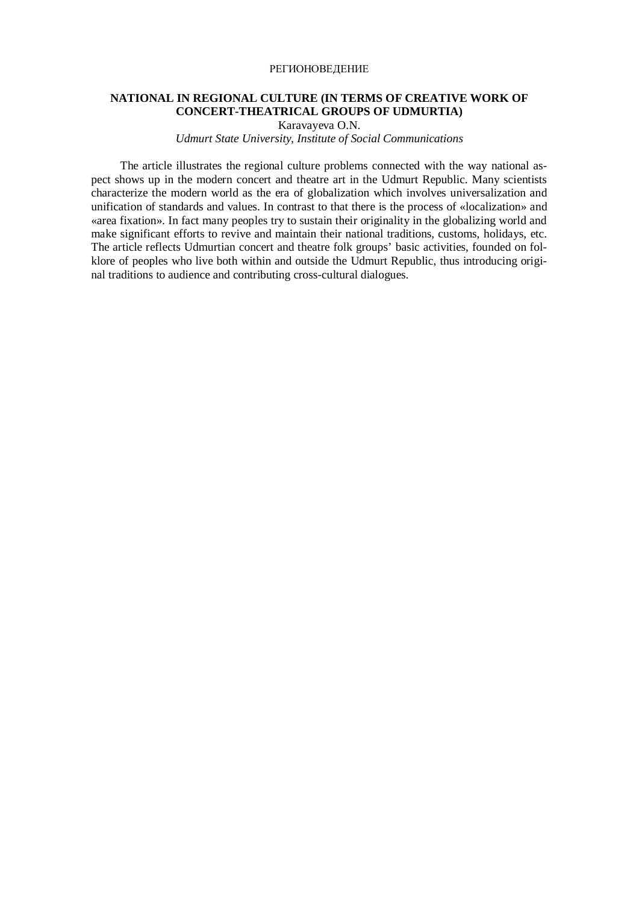РЕГИОНОВЕДЕНИЕ

## NATIONAL IN REGIONAL CULTURE (IN TERMS OF CREATIVE WORK OF CONCERT-THEATRICAL GROUPS OF UDMURTIA)

Karavayeva O.N.

*Udmurt State University, Institute of Social Communications*

The article illustrates the regional culture problems connected with the way national aspect shows up in the modern concert and theatre art in the Udmurt Republic. Many scientists characterize the modern world as the era of globalization which involves universalization and unification of standards and values. In contrast to that there is the process of «localization» and «area fixation». In fact many peoples try to sustain their originality in the globalizing world and make significant efforts to revive and maintain their national traditions, customs, holidays, etc. The article reflects Udmurtian concert and theatre folk groups' basic activities, founded on folklore of peoples who live both within and outside the Udmurt Republic, thus introducing original traditions to audience and contributing cross-cultural dialogues.